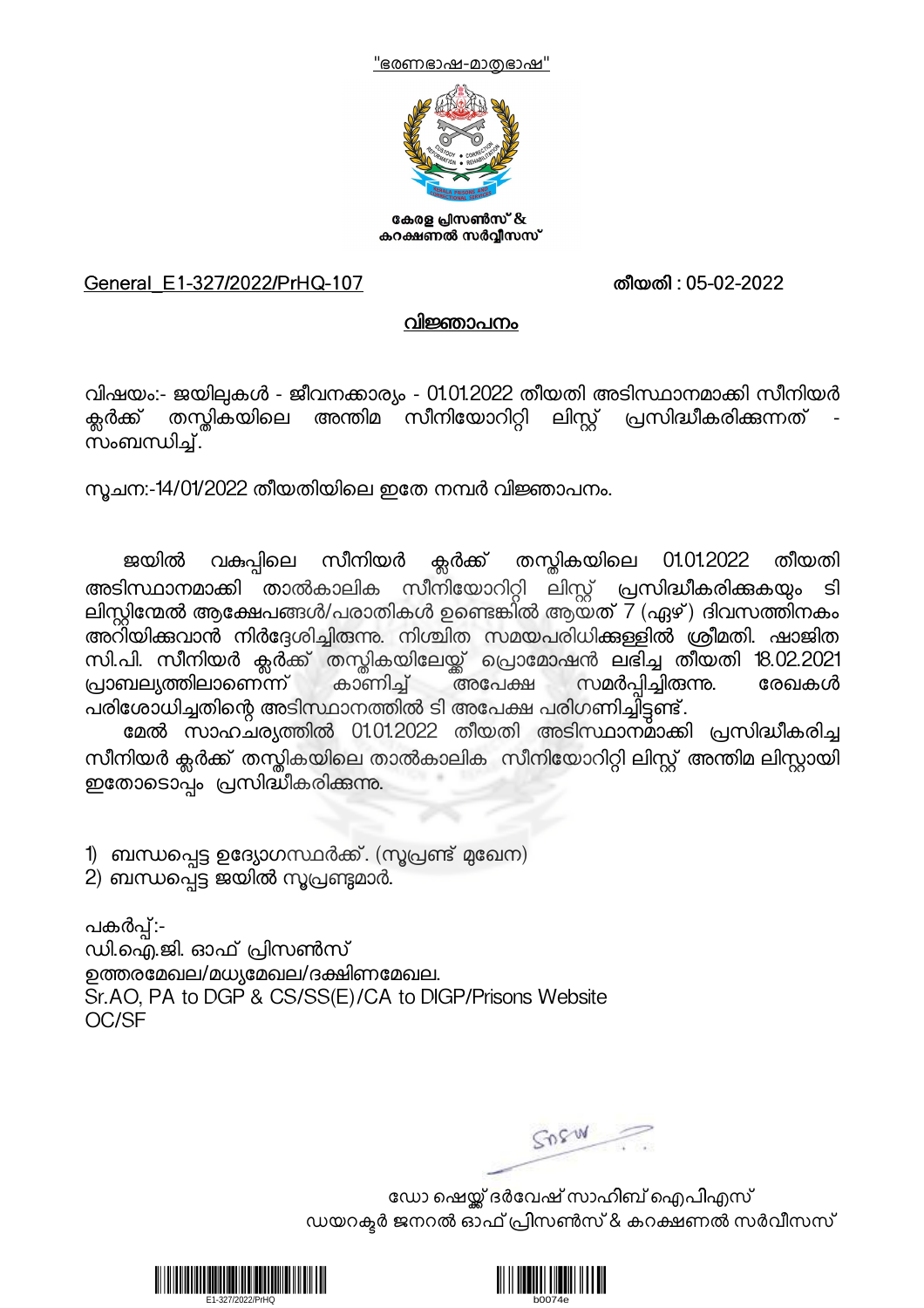"ഭരണഭാഷ-മാതൃഭാഷ"

കേരള പ്രിസൺസ് &
കറക്ഷണൽ സർവ്വീസസ്

General_E1-327/2022/PrHQ-107 **തീയതി : 05-02-2022**

## വിജ്ഞാപനം

വിഷയം:- ജയിലുകൾ - ജീവനക്കാര്യം - 01.01.2022 തീയതി അടിസ്ഥാനമാക്കി സീനിയർ ക്ലർക്ക് തസ്തികയിലെ അന്തിമ സീനിയോറിറ്റി ലിസ്റ്റ് പ്രസിദ്ധീകരിക്കുന്നത് - സംബന്ധിച്ച്.

സൂചന:-14/01/2022 തീയതിയിലെ ഇതേ നമ്പർ വിജ്ഞാപനം.

ജയിൽ വകുപ്പിലെ സീനിയർ ക്ലർക്ക് തസ്തികയിലെ 01.01.2022 തീയതി അടിസ്ഥാനമാക്കി താൽകാലിക സീനിയോറിറ്റി ലിസ്റ്റ് പ്രസിദ്ധീകരിക്കുകയും ടി ലിസ്റ്റിന്മേൽ ആക്ഷേപങ്ങൾ/പരാതികൾ ഉണ്ടെങ്കിൽ ആയത് 7 (ഏഴ്) ദിവസത്തിനകം അറിയിക്കുവാൻ നിർദ്ദേശിച്ചിരുന്നു. നിശ്ചിത സമയപരിധിക്കുള്ളിൽ ശ്രീമതി. ഷാജിത സി.പി. സീനിയർ ക്ലർക്ക് തസ്തികയിലേയ്ക്ക് പ്രൊമോഷൻ ലഭിച്ച തീയതി 18.02.2021 പ്രാബല്യത്തിലാണെന്ന് കാണിച്ച് അപേക്ഷ സമർപ്പിച്ചിരുന്നു. രേഖകൾ പരിശോധിച്ചതിന്റെ അടിസ്ഥാനത്തിൽ ടി അപേക്ഷ പരിഗണിച്ചിട്ടുണ്ട്.

മേൽ സാഹചര്യത്തിൽ 01.01.2022 തീയതി അടിസ്ഥാനമാക്കി പ്രസിദ്ധീകരിച്ച സീനിയർ ക്ലർക്ക് തസ്തികയിലെ താൽകാലിക സീനിയോറിറ്റി ലിസ്റ്റ് അന്തിമ ലിസ്റ്റായി ഇതോടൊപ്പം പ്രസിദ്ധീകരിക്കുന്നു.

1) ബന്ധപ്പെട്ട ഉദ്യോഗസ്ഥർക്ക്. (സൂപ്രണ്ട് മുഖേന)
2) ബന്ധപ്പെട്ട ജയിൽ സൂപ്രണ്ടുമാർ.

പകർപ്പ്:-
ഡി.ഐ.ജി. ഓഫ് പ്രിസൺസ്
ഉത്തരമേഖല/മധ്യമേഖല/ദക്ഷിണമേഖല.
Sr.AO, PA to DGP & CS/SS(E)/CA to DIGP/Prisons Website
OC/SF

ഡോ ഷെയ്ക്ക് ദർവേഷ് സാഹിബ് ഐപിഎസ്
ഡയറക്ടർ ജനറൽ ഓഫ് പ്രിസൺസ് & കറക്ഷണൽ സർവീസസ്

E1-327/2022/PrHQ

b0074e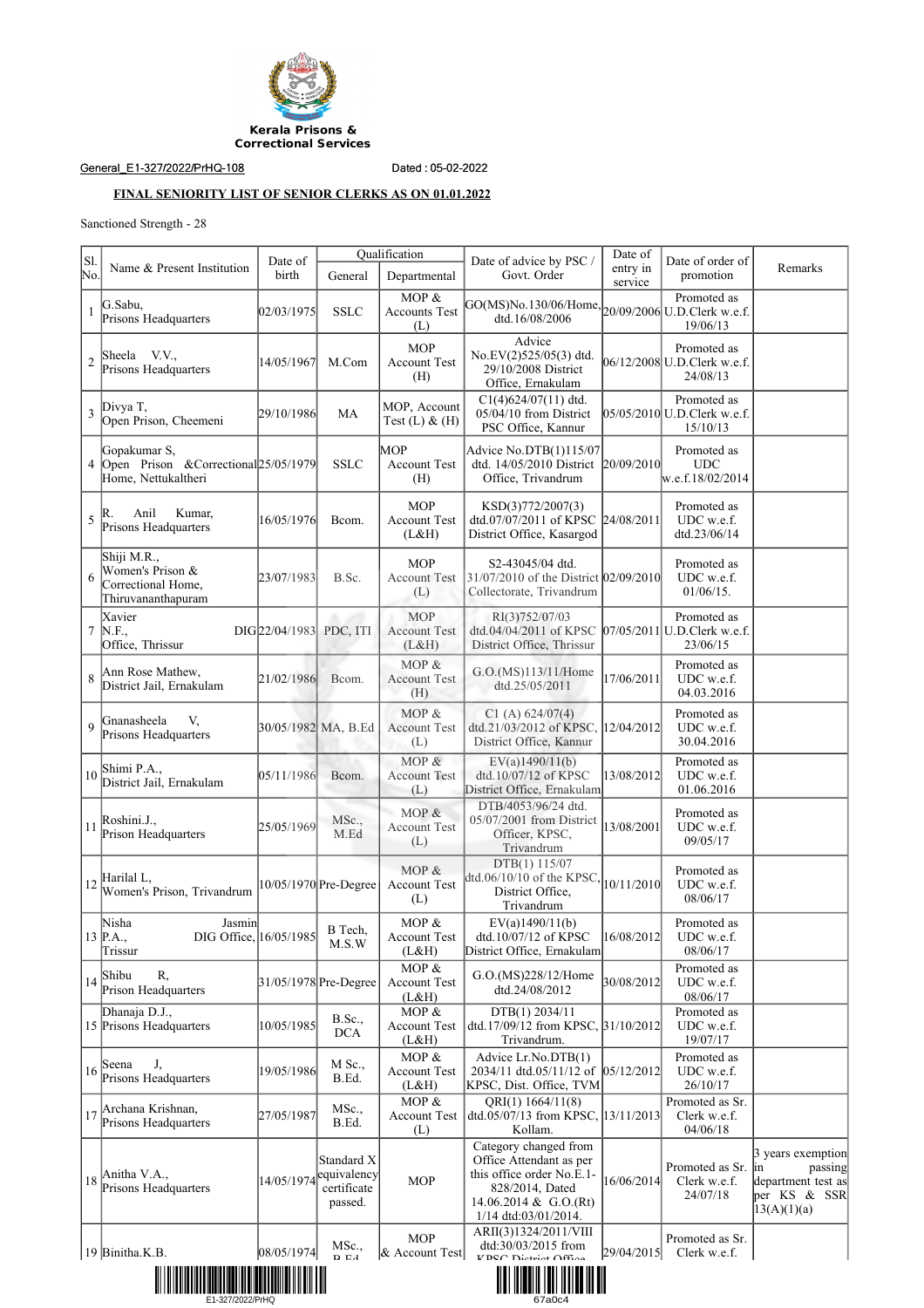Kerala Prisons &
Correctional Services

General_E1-327/2022/PrHQ-108 Dated : 05-02-2022

**FINAL SENIORITY LIST OF SENIOR CLERKS AS ON 01.01.2022**

Sanctioned Strength - 28

| Sl. No. | Name & Present Institution | Date of birth | Qualification | | Date of advice by PSC / Govt. Order | Date of entry in service | Date of order of promotion | Remarks |
|---|---|---|---|---|---|---|---|---|
| | | | General | Departmental | | | | |
| 1 | G.Sabu, Prisons Headquarters | 02/03/1975 | SSLC | MOP & Accounts Test (L) | GO(MS)No.130/06/Home, dtd.16/08/2006 | 20/09/2006 | Promoted as U.D.Clerk w.e.f. 19/06/13 | |
| 2 | Sheela V.V., Prisons Headquarters | 14/05/1967 | M.Com | MOP Account Test (H) | Advice No.EV(2)525/05(3) dtd. 29/10/2008 District Office, Ernakulam | 06/12/2008 | Promoted as U.D.Clerk w.e.f. 24/08/13 | |
| 3 | Divya T, Open Prison, Cheemeni | 29/10/1986 | MA | MOP, Account Test (L) & (H) | C1(4)624/07(11) dtd. 05/04/10 from District PSC Office, Kannur | 05/05/2010 | Promoted as U.D.Clerk w.e.f. 15/10/13 | |
| 4 | Gopakumar S, Open Prison &Correctional Home, Nettukaltheri | 25/05/1979 | SSLC | MOP Account Test (H) | Advice No.DTB(1)115/07 dtd. 14/05/2010 District Office, Trivandrum | 20/09/2010 | Promoted as UDC w.e.f.18/02/2014 | |
| 5 | R. Anil Kumar, Prisons Headquarters | 16/05/1976 | Bcom. | MOP Account Test (L&H) | KSD(3)772/2007(3) dtd.07/07/2011 of KPSC District Office, Kasargod | 24/08/2011 | Promoted as UDC w.e.f. dtd.23/06/14 | |
| 6 | Shiji M.R., Women's Prison & Correctional Home, Thiruvananthapuram | 23/07/1983 | B.Sc. | MOP Account Test (L) | S2-43045/04 dtd. 31/07/2010 of the District Collectorate, Trivandrum | 02/09/2010 | Promoted as UDC w.e.f. 01/06/15. | |
| 7 | Xavier N.F., DIG Office, Thrissur | 22/04/1983 | PDC, ITI | MOP Account Test (L&H) | RI(3)752/07/03 dtd.04/04/2011 of KPSC District Office, Thrissur | 07/05/2011 | Promoted as U.D.Clerk w.e.f. 23/06/15 | |
| 8 | Ann Rose Mathew, District Jail, Ernakulam | 21/02/1986 | Bcom. | MOP & Account Test (H) | G.O.(MS)113/11/Home dtd.25/05/2011 | 17/06/2011 | Promoted as UDC w.e.f. 04.03.2016 | |
| 9 | Gnanasheela V, Prisons Headquarters | 30/05/1982 | MA, B.Ed | MOP & Account Test (L) | C1 (A) 624/07(4) dtd.21/03/2012 of KPSC, District Office, Kannur | 12/04/2012 | Promoted as UDC w.e.f. 30.04.2016 | |
| 10 | Shimi P.A., District Jail, Ernakulam | 05/11/1986 | Bcom. | MOP & Account Test (L) | EV(a)1490/11(b) dtd.10/07/12 of KPSC District Office, Ernakulam | 13/08/2012 | Promoted as UDC w.e.f. 01.06.2016 | |
| 11 | Roshini.J., Prison Headquarters | 25/05/1969 | MSc., M.Ed | MOP & Account Test (L) | DTB/4053/96/24 dtd. 05/07/2001 from District Officer, KPSC, Trivandrum | 13/08/2001 | Promoted as UDC w.e.f. 09/05/17 | |
| 12 | Harilal L, Women's Prison, Trivandrum | 10/05/1970 | Pre-Degree | MOP & Account Test (L) | DTB(1) 115/07 dtd.06/10/10 of the KPSC, District Office, Trivandrum | 10/11/2010 | Promoted as UDC w.e.f. 08/06/17 | |
| 13 | Nisha Jasmin P.A., DIG Office, Trissur | 16/05/1985 | B Tech, M.S.W | MOP & Account Test (L&H) | EV(a)1490/11(b) dtd.10/07/12 of KPSC District Office, Ernakulam | 16/08/2012 | Promoted as UDC w.e.f. 08/06/17 | |
| 14 | Shibu R, Prison Headquarters | 31/05/1978 | Pre-Degree | MOP & Account Test (L&H) | G.O.(MS)228/12/Home dtd.24/08/2012 | 30/08/2012 | Promoted as UDC w.e.f. 08/06/17 | |
| 15 | Dhanaja D.J., Prisons Headquarters | 10/05/1985 | B.Sc., DCA | MOP & Account Test (L&H) | DTB(1) 2034/11 dtd.17/09/12 from KPSC, Trivandrum. | 31/10/2012 | Promoted as UDC w.e.f. 19/07/17 | |
| 16 | Seena J, Prisons Headquarters | 19/05/1986 | M Sc., B.Ed. | MOP & Account Test (L&H) | Advice Lr.No.DTB(1) 2034/11 dtd.05/11/12 of KPSC, Dist. Office, TVM | 05/12/2012 | Promoted as UDC w.e.f. 26/10/17 | |
| 17 | Archana Krishnan, Prisons Headquarters | 27/05/1987 | MSc., B.Ed. | MOP & Account Test (L) | QRI(1) 1664/11(8) dtd.05/07/13 from KPSC, Kollam. | 13/11/2013 | Promoted as Sr. Clerk w.e.f. 04/06/18 | |
| 18 | Anitha V.A., Prisons Headquarters | 14/05/1974 | Standard X equivalency certificate passed. | MOP | Category changed from Office Attendant as per this office order No.E.1-828/2014, Dated 14.06.2014 & G.O.(Rt) 1/14 dtd:03/01/2014. | 16/06/2014 | Promoted as Sr. Clerk w.e.f. 24/07/18 | 3 years exemption in passing department test as per KS & SSR 13(A)(1)(a) |
| 19 | Binitha.K.B. | 08/05/1974 | MSc., B.Ed | MOP & Account Test | ARII(3)1324/2011/VIII dtd:30/03/2015 from KPSC District Office | 29/04/2015 | Promoted as Sr. Clerk w.e.f. | |

E1-327/2022/PrHQ 67a0c4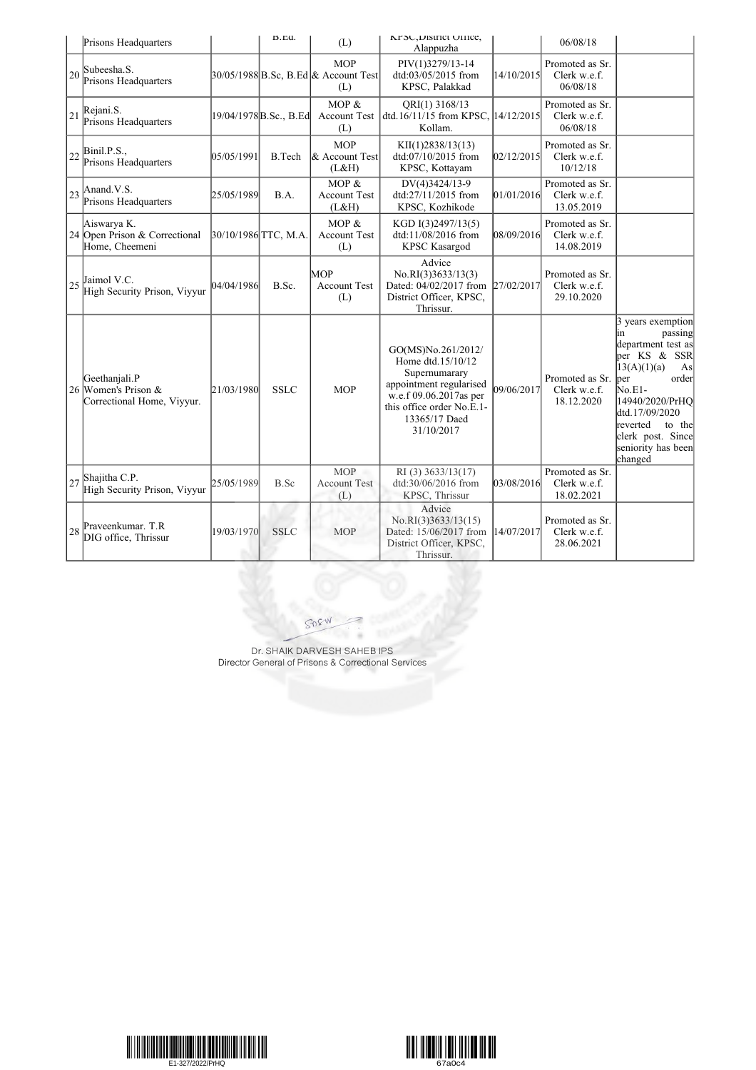| | | | | | | | | |
|---|---|---|---|---|---|---|---|---|
| | Prisons Headquarters | | B.Ed. | (L) | KPSC,District Office, Alappuzha | | 06/08/18 | |
| 20 | Subeesha.S. Prisons Headquarters | 30/05/1988 | B.Sc, B.Ed | MOP & Account Test (L) | PIV(1)3279/13-14 dtd:03/05/2015 from KPSC, Palakkad | 14/10/2015 | Promoted as Sr. Clerk w.e.f. 06/08/18 | |
| 21 | Rejani.S. Prisons Headquarters | 19/04/1978 | B.Sc., B.Ed | MOP & Account Test (L) | QRI(1) 3168/13 dtd.16/11/15 from KPSC, Kollam. | 14/12/2015 | Promoted as Sr. Clerk w.e.f. 06/08/18 | |
| 22 | Binil.P.S., Prisons Headquarters | 05/05/1991 | B.Tech | MOP & Account Test (L&H) | KII(1)2838/13(13) dtd:07/10/2015 from KPSC, Kottayam | 02/12/2015 | Promoted as Sr. Clerk w.e.f. 10/12/18 | |
| 23 | Anand.V.S. Prisons Headquarters | 25/05/1989 | B.A. | MOP & Account Test (L&H) | DV(4)3424/13-9 dtd:27/11/2015 from KPSC, Kozhikode | 01/01/2016 | Promoted as Sr. Clerk w.e.f. 13.05.2019 | |
| 24 | Aiswarya K. Open Prison & Correctional Home, Cheemeni | 30/10/1986 | TTC, M.A. | MOP & Account Test (L) | KGD I(3)2497/13(5) dtd:11/08/2016 from KPSC Kasargod | 08/09/2016 | Promoted as Sr. Clerk w.e.f. 14.08.2019 | |
| 25 | Jaimol V.C. High Security Prison, Viyyur | 04/04/1986 | B.Sc. | MOP Account Test (L) | Advice No.RI(3)3633/13(3) Dated: 04/02/2017 from District Officer, KPSC, Thrissur. | 27/02/2017 | Promoted as Sr. Clerk w.e.f. 29.10.2020 | |
| 26 | Geethanjali.P Women's Prison & Correctional Home, Viyyur. | 21/03/1980 | SSLC | MOP | GO(MS)No.261/2012/ Home dtd.15/10/12 Supernumarary appointment regularised w.e.f 09.06.2017as per this office order No.E.1-13365/17 Daed 31/10/2017 | 09/06/2017 | Promoted as Sr. Clerk w.e.f. 18.12.2020 | 3 years exemption in passing department test as per KS & SSR 13(A)(1)(a) As per order No.E1-14940/2020/PrHQ dtd.17/09/2020 reverted to the clerk post. Since seniority has been changed |
| 27 | Shajitha C.P. High Security Prison, Viyyur | 25/05/1989 | B.Sc | MOP Account Test (L) | RI (3) 3633/13(17) dtd:30/06/2016 from KPSC, Thrissur | 03/08/2016 | Promoted as Sr. Clerk w.e.f. 18.02.2021 | |
| 28 | Praveenkumar. T.R DIG office, Thrissur | 19/03/1970 | SSLC | MOP | Advice No.RI(3)3633/13(15) Dated: 15/06/2017 from District Officer, KPSC, Thrissur. | 14/07/2017 | Promoted as Sr. Clerk w.e.f. 28.06.2021 | |

Dr. SHAIK DARVESH SAHEB IPS
Director General of Prisons & Correctional Services

E1-327/2022/PrHQ

67a0c4